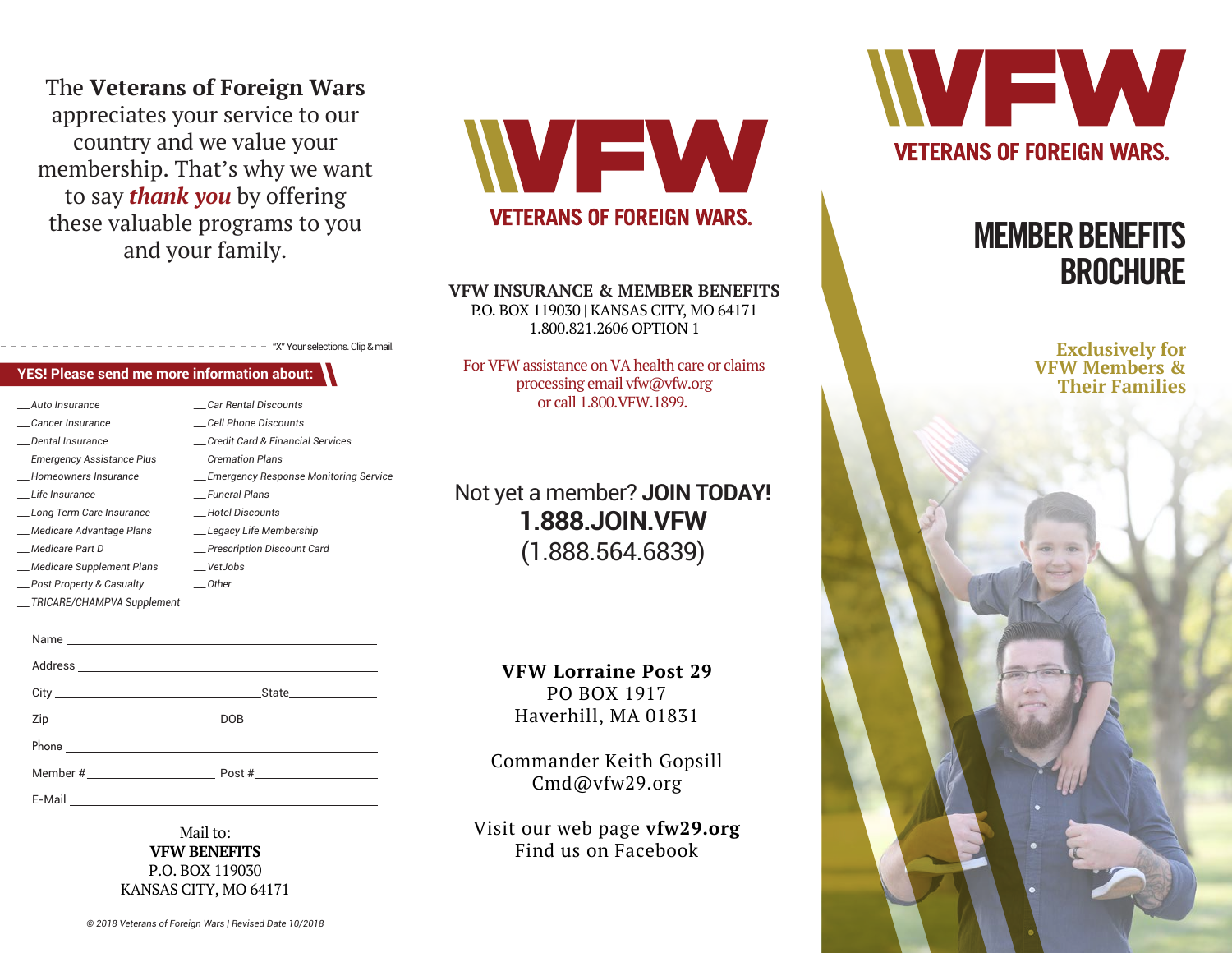The **Veterans of Foreign Wars** appreciates your service to our country and we value your membership. That's why we want to say ***thank you*** by offering these valuable programs to you and your family.

"X" Your selections. Clip & mail.

**YES! Please send me more information about:**

- __ *Auto Insurance*
- __ *Cancer Insurance*
- __ *Dental Insurance*
- __ *Emergency Assistance Plus*
- __ *Homeowners Insurance*
- __ *Life Insurance*
- __ *Long Term Care Insurance*
- __ *Medicare Advantage Plans*
- __ *Medicare Part D*
- __ *Medicare Supplement Plans*
- __ *Post Property & Casualty*
- __ *TRICARE/CHAMPVA Supplement*
- __ *Car Rental Discounts*
- __ *Cell Phone Discounts*
- __ *Credit Card & Financial Services*
- __ *Cremation Plans*
- __ *Emergency Response Monitoring Service*
- __ *Funeral Plans*
- __ *Hotel Discounts*
- __ *Legacy Life Membership*
- __ *Prescription Discount Card*
- __ *VetJobs*
- __ *Other*

Name ______________________

Address ______________________

City ______________________ State __________

Zip ______________ DOB ______________

Phone ______________________

Member # ______________ Post # ______________

E-Mail ______________________

Mail to:
**VFW BENEFITS**
P.O. BOX 119030
KANSAS CITY, MO 64171

*© 2018 Veterans of Foreign Wars | Revised Date 10/2018*

VFW
VETERANS OF FOREIGN WARS.

**VFW INSURANCE & MEMBER BENEFITS**
P.O. BOX 119030 | KANSAS CITY, MO 64171
1.800.821.2606 OPTION 1

For VFW assistance on VA health care or claims processing email vfw@vfw.org or call 1.800.VFW.1899.

Not yet a member? **JOIN TODAY!**
**1.888.JOIN.VFW**
(1.888.564.6839)

**VFW Lorraine Post 29**
PO BOX 1917
Haverhill, MA 01831

Commander Keith Gopsill
Cmd@vfw29.org

Visit our web page **vfw29.org**
Find us on Facebook

VFW
VETERANS OF FOREIGN WARS.

# MEMBER BENEFITS BROCHURE

**Exclusively for VFW Members & Their Families**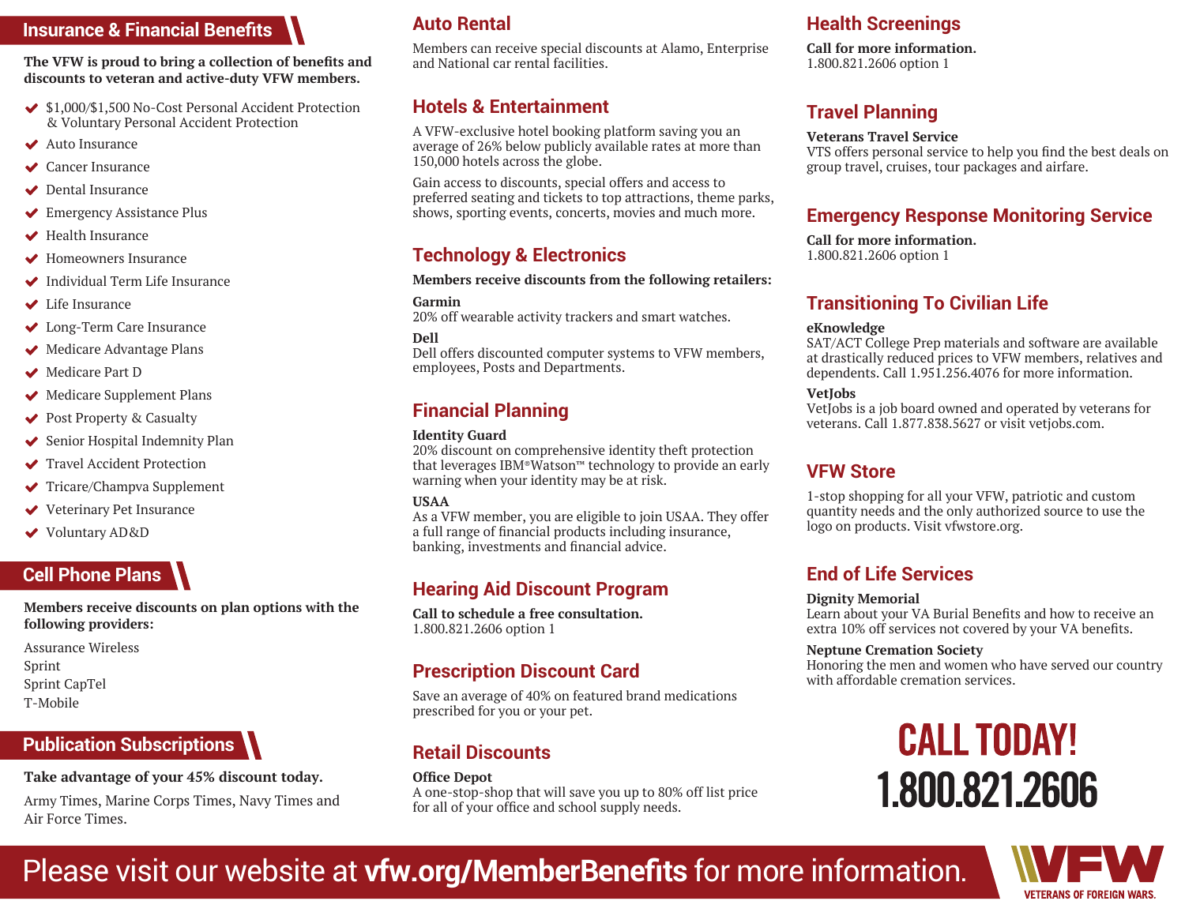## Insurance & Financial Benefits

**The VFW is proud to bring a collection of benefits and discounts to veteran and active-duty VFW members.**

- $1,000/$1,500 No-Cost Personal Accident Protection & Voluntary Personal Accident Protection
- Auto Insurance
- Cancer Insurance
- Dental Insurance
- Emergency Assistance Plus
- Health Insurance
- Homeowners Insurance
- Individual Term Life Insurance
- Life Insurance
- Long-Term Care Insurance
- Medicare Advantage Plans
- Medicare Part D
- Medicare Supplement Plans
- Post Property & Casualty
- Senior Hospital Indemnity Plan
- Travel Accident Protection
- Tricare/Champva Supplement
- Veterinary Pet Insurance
- Voluntary AD&D

## Cell Phone Plans

**Members receive discounts on plan options with the following providers:**

Assurance Wireless
Sprint
Sprint CapTel
T-Mobile

## Publication Subscriptions

**Take advantage of your 45% discount today.**

Army Times, Marine Corps Times, Navy Times and Air Force Times.

## Auto Rental

Members can receive special discounts at Alamo, Enterprise and National car rental facilities.

## Hotels & Entertainment

A VFW-exclusive hotel booking platform saving you an average of 26% below publicly available rates at more than 150,000 hotels across the globe.

Gain access to discounts, special offers and access to preferred seating and tickets to top attractions, theme parks, shows, sporting events, concerts, movies and much more.

## Technology & Electronics

**Members receive discounts from the following retailers:**

**Garmin**
20% off wearable activity trackers and smart watches.

**Dell**
Dell offers discounted computer systems to VFW members, employees, Posts and Departments.

## Financial Planning

**Identity Guard**
20% discount on comprehensive identity theft protection that leverages IBM® Watson™ technology to provide an early warning when your identity may be at risk.

**USAA**
As a VFW member, you are eligible to join USAA. They offer a full range of financial products including insurance, banking, investments and financial advice.

## Hearing Aid Discount Program

**Call to schedule a free consultation.**
1.800.821.2606 option 1

## Prescription Discount Card

Save an average of 40% on featured brand medications prescribed for you or your pet.

## Retail Discounts

**Office Depot**
A one-stop-shop that will save you up to 80% off list price for all of your office and school supply needs.

## Health Screenings

**Call for more information.**
1.800.821.2606 option 1

## Travel Planning

**Veterans Travel Service**
VTS offers personal service to help you find the best deals on group travel, cruises, tour packages and airfare.

## Emergency Response Monitoring Service

**Call for more information.**
1.800.821.2606 option 1

## Transitioning To Civilian Life

**eKnowledge**
SAT/ACT College Prep materials and software are available at drastically reduced prices to VFW members, relatives and dependents. Call 1.951.256.4076 for more information.

**VetJobs**
VetJobs is a job board owned and operated by veterans for veterans. Call 1.877.838.5627 or visit vetjobs.com.

## VFW Store

1-stop shopping for all your VFW, patriotic and custom quantity needs and the only authorized source to use the logo on products. Visit vfwstore.org.

## End of Life Services

**Dignity Memorial**
Learn about your VA Burial Benefits and how to receive an extra 10% off services not covered by your VA benefits.

**Neptune Cremation Society**
Honoring the men and women who have served our country with affordable cremation services.

# CALL TODAY!
# 1.800.821.2606

Please visit our website at **vfw.org/MemberBenefits** for more information.

VFW
VETERANS OF FOREIGN WARS.